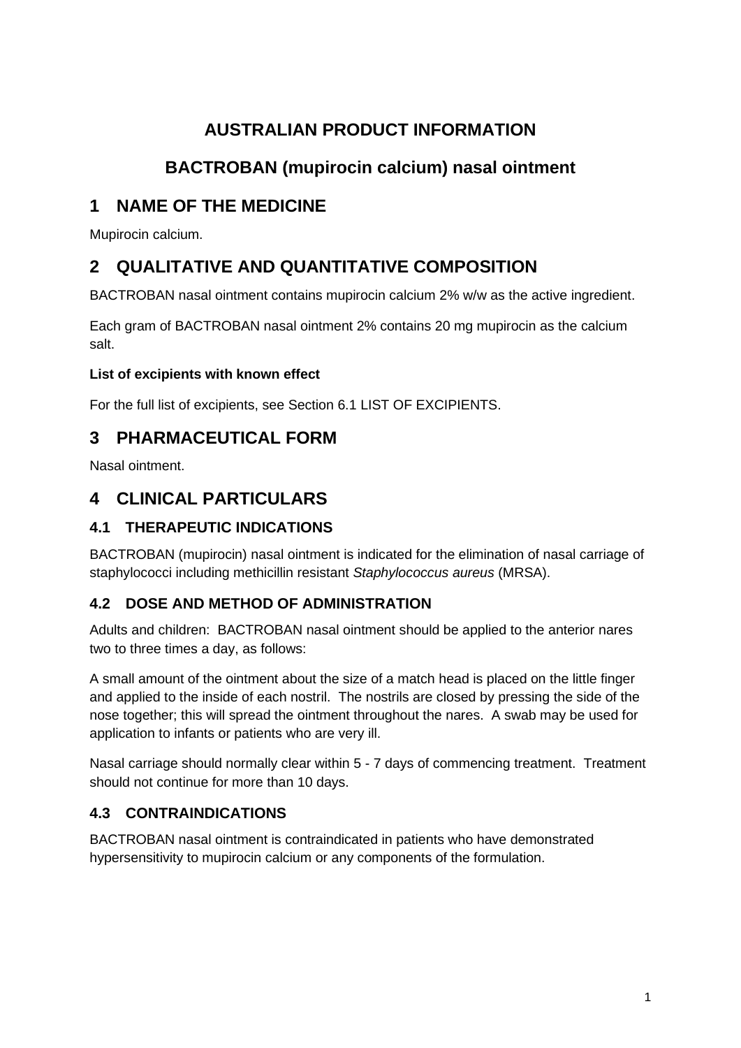# AUSTRALIAN PRODUCT INFORMATION

# BACTROBAN (mupirocin calcium) nasal ointment

## 1 NAME OF THE MEDICINE

Mupirocin calcium.

## 2 QUALITATIVE AND QUANTITATIVE COMPOSITION

BACTROBAN nasal ointment contains mupirocin calcium 2% w/w as the active ingredient.

Each gram of BACTROBAN nasal ointment 2% contains 20 mg mupirocin as the calcium salt.

**List of excipients with known effect**

For the full list of excipients, see Section 6.1 LIST OF EXCIPIENTS.

## 3 PHARMACEUTICAL FORM

Nasal ointment.

## 4 CLINICAL PARTICULARS

### 4.1 THERAPEUTIC INDICATIONS

BACTROBAN (mupirocin) nasal ointment is indicated for the elimination of nasal carriage of staphylococci including methicillin resistant *Staphylococcus aureus* (MRSA).

### 4.2 DOSE AND METHOD OF ADMINISTRATION

Adults and children: BACTROBAN nasal ointment should be applied to the anterior nares two to three times a day, as follows:

A small amount of the ointment about the size of a match head is placed on the little finger and applied to the inside of each nostril. The nostrils are closed by pressing the side of the nose together; this will spread the ointment throughout the nares. A swab may be used for application to infants or patients who are very ill.

Nasal carriage should normally clear within 5 - 7 days of commencing treatment. Treatment should not continue for more than 10 days.

### 4.3 CONTRAINDICATIONS

BACTROBAN nasal ointment is contraindicated in patients who have demonstrated hypersensitivity to mupirocin calcium or any components of the formulation.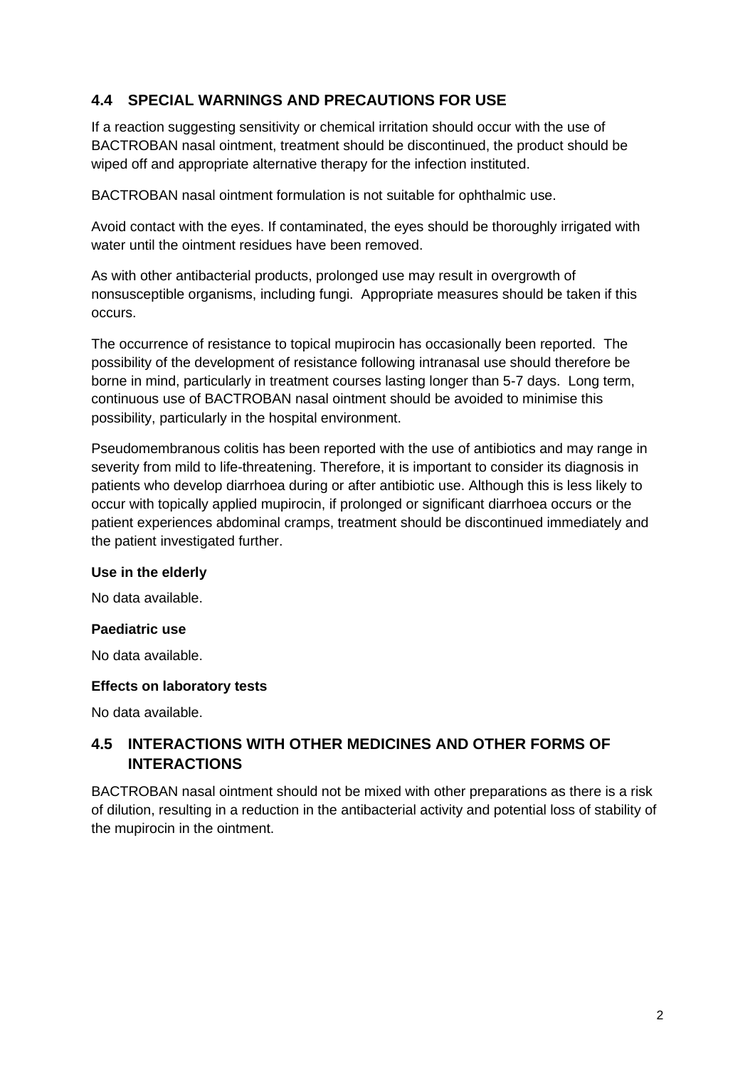## 4.4 SPECIAL WARNINGS AND PRECAUTIONS FOR USE

If a reaction suggesting sensitivity or chemical irritation should occur with the use of BACTROBAN nasal ointment, treatment should be discontinued, the product should be wiped off and appropriate alternative therapy for the infection instituted.

BACTROBAN nasal ointment formulation is not suitable for ophthalmic use.

Avoid contact with the eyes. If contaminated, the eyes should be thoroughly irrigated with water until the ointment residues have been removed.

As with other antibacterial products, prolonged use may result in overgrowth of nonsusceptible organisms, including fungi. Appropriate measures should be taken if this occurs.

The occurrence of resistance to topical mupirocin has occasionally been reported. The possibility of the development of resistance following intranasal use should therefore be borne in mind, particularly in treatment courses lasting longer than 5-7 days. Long term, continuous use of BACTROBAN nasal ointment should be avoided to minimise this possibility, particularly in the hospital environment.

Pseudomembranous colitis has been reported with the use of antibiotics and may range in severity from mild to life-threatening. Therefore, it is important to consider its diagnosis in patients who develop diarrhoea during or after antibiotic use. Although this is less likely to occur with topically applied mupirocin, if prolonged or significant diarrhoea occurs or the patient experiences abdominal cramps, treatment should be discontinued immediately and the patient investigated further.

**Use in the elderly**

No data available.

**Paediatric use**

No data available.

**Effects on laboratory tests**

No data available.

## 4.5 INTERACTIONS WITH OTHER MEDICINES AND OTHER FORMS OF INTERACTIONS

BACTROBAN nasal ointment should not be mixed with other preparations as there is a risk of dilution, resulting in a reduction in the antibacterial activity and potential loss of stability of the mupirocin in the ointment.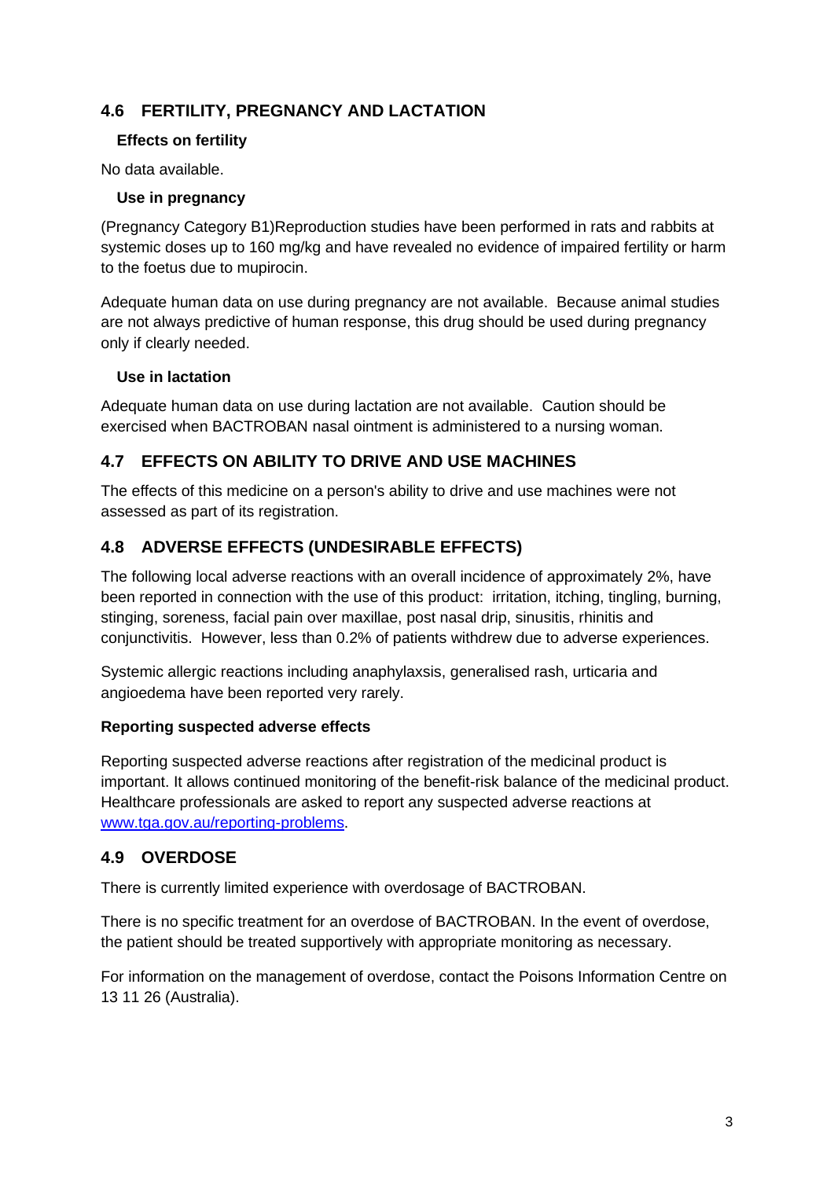## 4.6 FERTILITY, PREGNANCY AND LACTATION

### Effects on fertility

No data available.

### Use in pregnancy

(Pregnancy Category B1)Reproduction studies have been performed in rats and rabbits at systemic doses up to 160 mg/kg and have revealed no evidence of impaired fertility or harm to the foetus due to mupirocin.

Adequate human data on use during pregnancy are not available. Because animal studies are not always predictive of human response, this drug should be used during pregnancy only if clearly needed.

### Use in lactation

Adequate human data on use during lactation are not available. Caution should be exercised when BACTROBAN nasal ointment is administered to a nursing woman.

## 4.7 EFFECTS ON ABILITY TO DRIVE AND USE MACHINES

The effects of this medicine on a person's ability to drive and use machines were not assessed as part of its registration.

## 4.8 ADVERSE EFFECTS (UNDESIRABLE EFFECTS)

The following local adverse reactions with an overall incidence of approximately 2%, have been reported in connection with the use of this product: irritation, itching, tingling, burning, stinging, soreness, facial pain over maxillae, post nasal drip, sinusitis, rhinitis and conjunctivitis. However, less than 0.2% of patients withdrew due to adverse experiences.

Systemic allergic reactions including anaphylaxsis, generalised rash, urticaria and angioedema have been reported very rarely.

**Reporting suspected adverse effects**

Reporting suspected adverse reactions after registration of the medicinal product is important. It allows continued monitoring of the benefit-risk balance of the medicinal product. Healthcare professionals are asked to report any suspected adverse reactions at [www.tga.gov.au/reporting-problems](http://www.tga.gov.au/reporting-problems).

## 4.9 OVERDOSE

There is currently limited experience with overdosage of BACTROBAN.

There is no specific treatment for an overdose of BACTROBAN. In the event of overdose, the patient should be treated supportively with appropriate monitoring as necessary.

For information on the management of overdose, contact the Poisons Information Centre on 13 11 26 (Australia).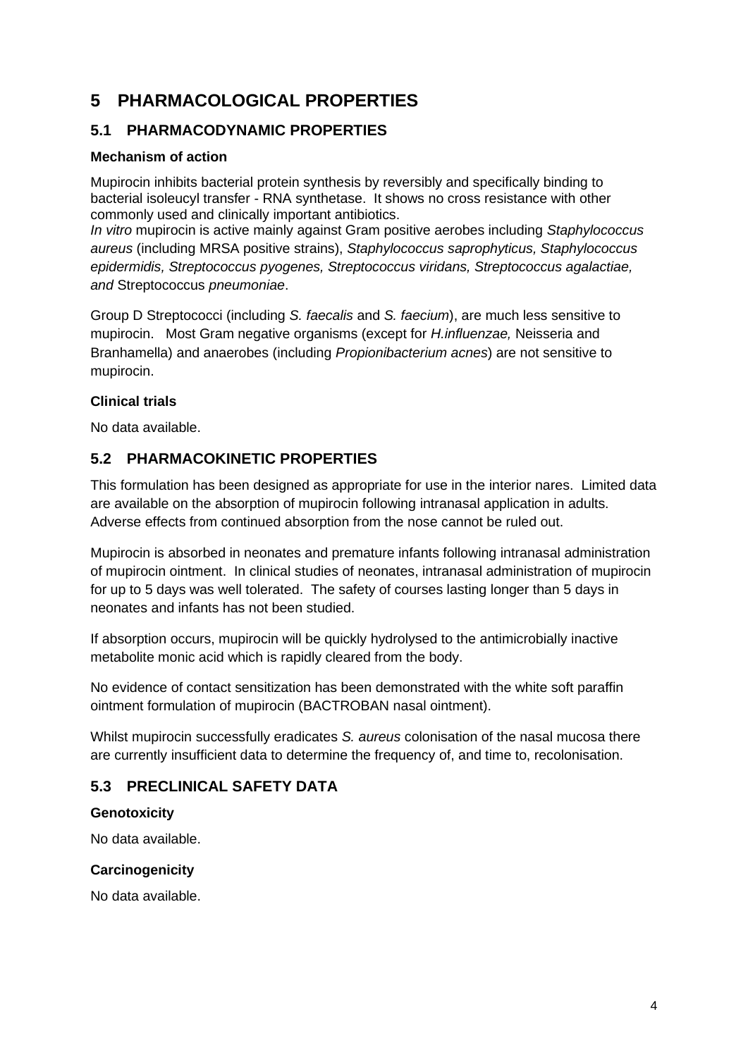# 5 PHARMACOLOGICAL PROPERTIES

## 5.1 PHARMACODYNAMIC PROPERTIES

### Mechanism of action

Mupirocin inhibits bacterial protein synthesis by reversibly and specifically binding to bacterial isoleucyl transfer - RNA synthetase. It shows no cross resistance with other commonly used and clinically important antibiotics.
*In vitro* mupirocin is active mainly against Gram positive aerobes including *Staphylococcus aureus* (including MRSA positive strains), *Staphylococcus saprophyticus, Staphylococcus epidermidis, Streptococcus pyogenes, Streptococcus viridans, Streptococcus agalactiae, and* Streptococcus *pneumoniae*.

Group D Streptococci (including *S. faecalis* and *S. faecium*), are much less sensitive to mupirocin. Most Gram negative organisms (except for *H.influenzae,* Neisseria and Branhamella) and anaerobes (including *Propionibacterium acnes*) are not sensitive to mupirocin.

### Clinical trials

No data available.

## 5.2 PHARMACOKINETIC PROPERTIES

This formulation has been designed as appropriate for use in the interior nares. Limited data are available on the absorption of mupirocin following intranasal application in adults. Adverse effects from continued absorption from the nose cannot be ruled out.

Mupirocin is absorbed in neonates and premature infants following intranasal administration of mupirocin ointment. In clinical studies of neonates, intranasal administration of mupirocin for up to 5 days was well tolerated. The safety of courses lasting longer than 5 days in neonates and infants has not been studied.

If absorption occurs, mupirocin will be quickly hydrolysed to the antimicrobially inactive metabolite monic acid which is rapidly cleared from the body.

No evidence of contact sensitization has been demonstrated with the white soft paraffin ointment formulation of mupirocin (BACTROBAN nasal ointment).

Whilst mupirocin successfully eradicates *S. aureus* colonisation of the nasal mucosa there are currently insufficient data to determine the frequency of, and time to, recolonisation.

## 5.3 PRECLINICAL SAFETY DATA

### Genotoxicity

No data available.

### Carcinogenicity

No data available.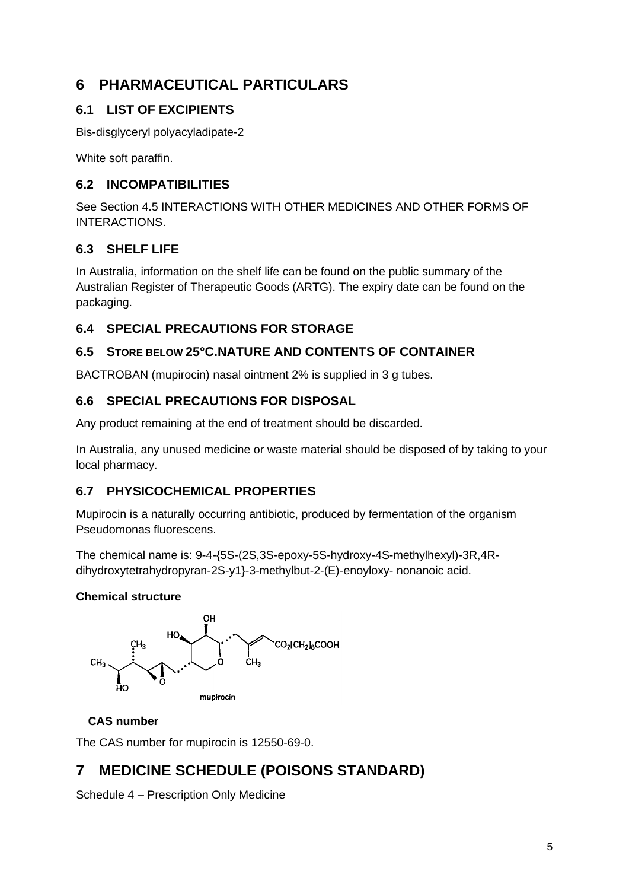# 6 PHARMACEUTICAL PARTICULARS

## 6.1 LIST OF EXCIPIENTS

Bis-disglyceryl polyacyladipate-2

White soft paraffin.

## 6.2 INCOMPATIBILITIES

See Section 4.5 INTERACTIONS WITH OTHER MEDICINES AND OTHER FORMS OF INTERACTIONS.

## 6.3 SHELF LIFE

In Australia, information on the shelf life can be found on the public summary of the Australian Register of Therapeutic Goods (ARTG). The expiry date can be found on the packaging.

## 6.4 SPECIAL PRECAUTIONS FOR STORAGE

## 6.5 STORE BELOW 25°C.NATURE AND CONTENTS OF CONTAINER

BACTROBAN (mupirocin) nasal ointment 2% is supplied in 3 g tubes.

## 6.6 SPECIAL PRECAUTIONS FOR DISPOSAL

Any product remaining at the end of treatment should be discarded.

In Australia, any unused medicine or waste material should be disposed of by taking to your local pharmacy.

## 6.7 PHYSICOCHEMICAL PROPERTIES

Mupirocin is a naturally occurring antibiotic, produced by fermentation of the organism Pseudomonas fluorescens.

The chemical name is: 9-4-{5S-(2S,3S-epoxy-5S-hydroxy-4S-methylhexyl)-3R,4R-dihydroxytetrahydropyran-2S-y1}-3-methylbut-2-(E)-enoyloxy- nonanoic acid.

**Chemical structure**

mupirocin

**CAS number**

The CAS number for mupirocin is 12550-69-0.

# 7 MEDICINE SCHEDULE (POISONS STANDARD)

Schedule 4 – Prescription Only Medicine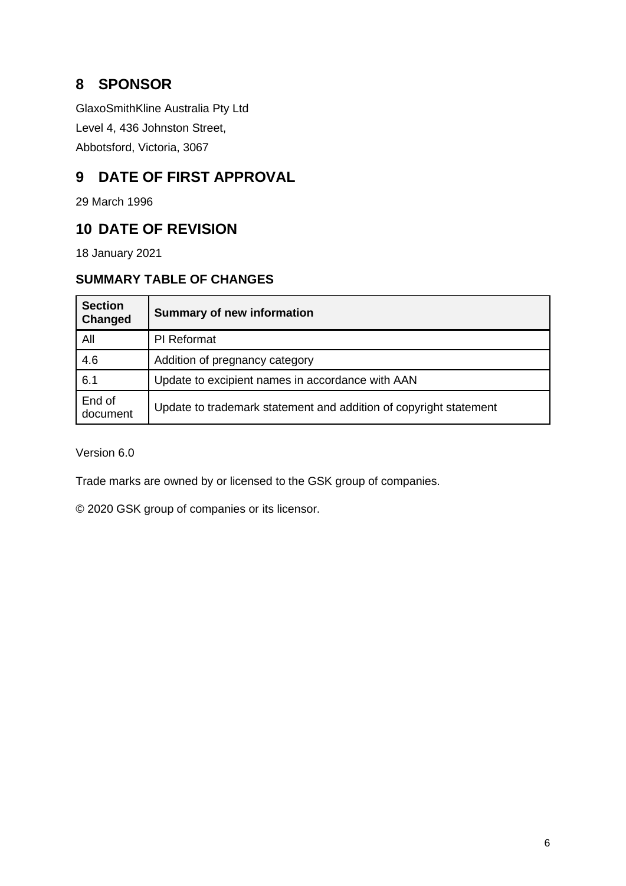## 8 SPONSOR

GlaxoSmithKline Australia Pty Ltd

Level 4, 436 Johnston Street,

Abbotsford, Victoria, 3067

## 9 DATE OF FIRST APPROVAL

29 March 1996

## 10 DATE OF REVISION

18 January 2021

### SUMMARY TABLE OF CHANGES

| Section Changed | Summary of new information |
|---|---|
| All | PI Reformat |
| 4.6 | Addition of pregnancy category |
| 6.1 | Update to excipient names in accordance with AAN |
| End of document | Update to trademark statement and addition of copyright statement |

Version 6.0

Trade marks are owned by or licensed to the GSK group of companies.

© 2020 GSK group of companies or its licensor.